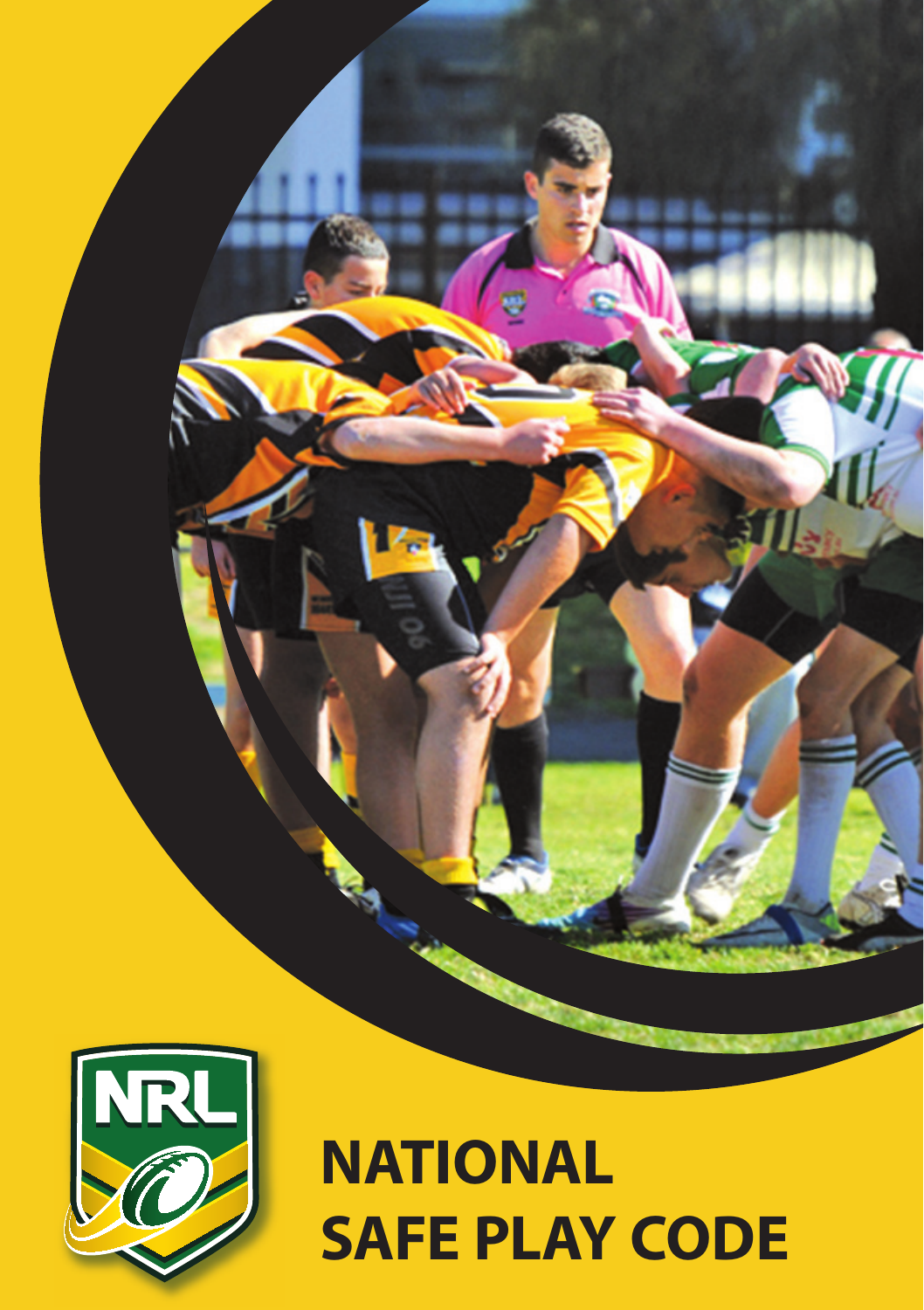# NATIONAL SAFE PLAY CODE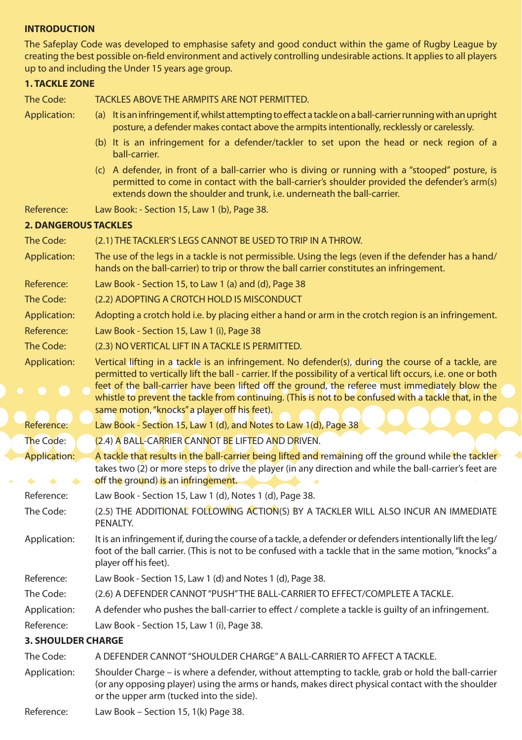**INTRODUCTION**

The Safeplay Code was developed to emphasise safety and good conduct within the game of Rugby League by creating the best possible on-field environment and actively controlling undesirable actions. It applies to all players up to and including the Under 15 years age group.

**1. TACKLE ZONE**

The Code: TACKLES ABOVE THE ARMPITS ARE NOT PERMITTED.

Application:

(a) It is an infringement if, whilst attempting to effect a tackle on a ball-carrier running with an upright posture, a defender makes contact above the armpits intentionally, recklessly or carelessly.

(b) It is an infringement for a defender/tackler to set upon the head or neck region of a ball-carrier.

(c) A defender, in front of a ball-carrier who is diving or running with a "stooped" posture, is permitted to come in contact with the ball-carrier's shoulder provided the defender's arm(s) extends down the shoulder and trunk, i.e. underneath the ball-carrier.

Reference: Law Book: - Section 15, Law 1 (b), Page 38.

**2. DANGEROUS TACKLES**

The Code: (2.1) THE TACKLER'S LEGS CANNOT BE USED TO TRIP IN A THROW.

Application: The use of the legs in a tackle is not permissible. Using the legs (even if the defender has a hand/ hands on the ball-carrier) to trip or throw the ball carrier constitutes an infringement.

Reference: Law Book - Section 15, to Law 1 (a) and (d), Page 38

The Code: (2.2) ADOPTING A CROTCH HOLD IS MISCONDUCT

Application: Adopting a crotch hold i.e. by placing either a hand or arm in the crotch region is an infringement.

Reference: Law Book - Section 15, Law 1 (i), Page 38

The Code: (2.3) NO VERTICAL LIFT IN A TACKLE IS PERMITTED.

Application: Vertical lifting in a tackle is an infringement. No defender(s), during the course of a tackle, are permitted to vertically lift the ball - carrier. If the possibility of a vertical lift occurs, i.e. one or both feet of the ball-carrier have been lifted off the ground, the referee must immediately blow the whistle to prevent the tackle from continuing. (This is not to be confused with a tackle that, in the same motion, "knocks" a player off his feet).

Reference: Law Book - Section 15, Law 1 (d), and Notes to Law 1(d), Page 38

The Code: (2.4) A BALL-CARRIER CANNOT BE LIFTED AND DRIVEN.

Application: A tackle that results in the ball-carrier being lifted and remaining off the ground while the tackler takes two (2) or more steps to drive the player (in any direction and while the ball-carrier's feet are off the ground) is an infringement.

Reference: Law Book - Section 15, Law 1 (d), Notes 1 (d), Page 38.

The Code: (2.5) THE ADDITIONAL FOLLOWING ACTION(S) BY A TACKLER WILL ALSO INCUR AN IMMEDIATE PENALTY.

Application: It is an infringement if, during the course of a tackle, a defender or defenders intentionally lift the leg/ foot of the ball carrier. (This is not to be confused with a tackle that in the same motion, "knocks" a player off his feet).

Reference: Law Book - Section 15, Law 1 (d) and Notes 1 (d), Page 38.

The Code: (2.6) A DEFENDER CANNOT "PUSH" THE BALL-CARRIER TO EFFECT/COMPLETE A TACKLE.

Application: A defender who pushes the ball-carrier to effect / complete a tackle is guilty of an infringement.

Reference: Law Book - Section 15, Law 1 (i), Page 38.

**3. SHOULDER CHARGE**

The Code: A DEFENDER CANNOT "SHOULDER CHARGE" A BALL-CARRIER TO AFFECT A TACKLE.

Application: Shoulder Charge – is where a defender, without attempting to tackle, grab or hold the ball-carrier (or any opposing player) using the arms or hands, makes direct physical contact with the shoulder or the upper arm (tucked into the side).

Reference: Law Book – Section 15, 1(k) Page 38.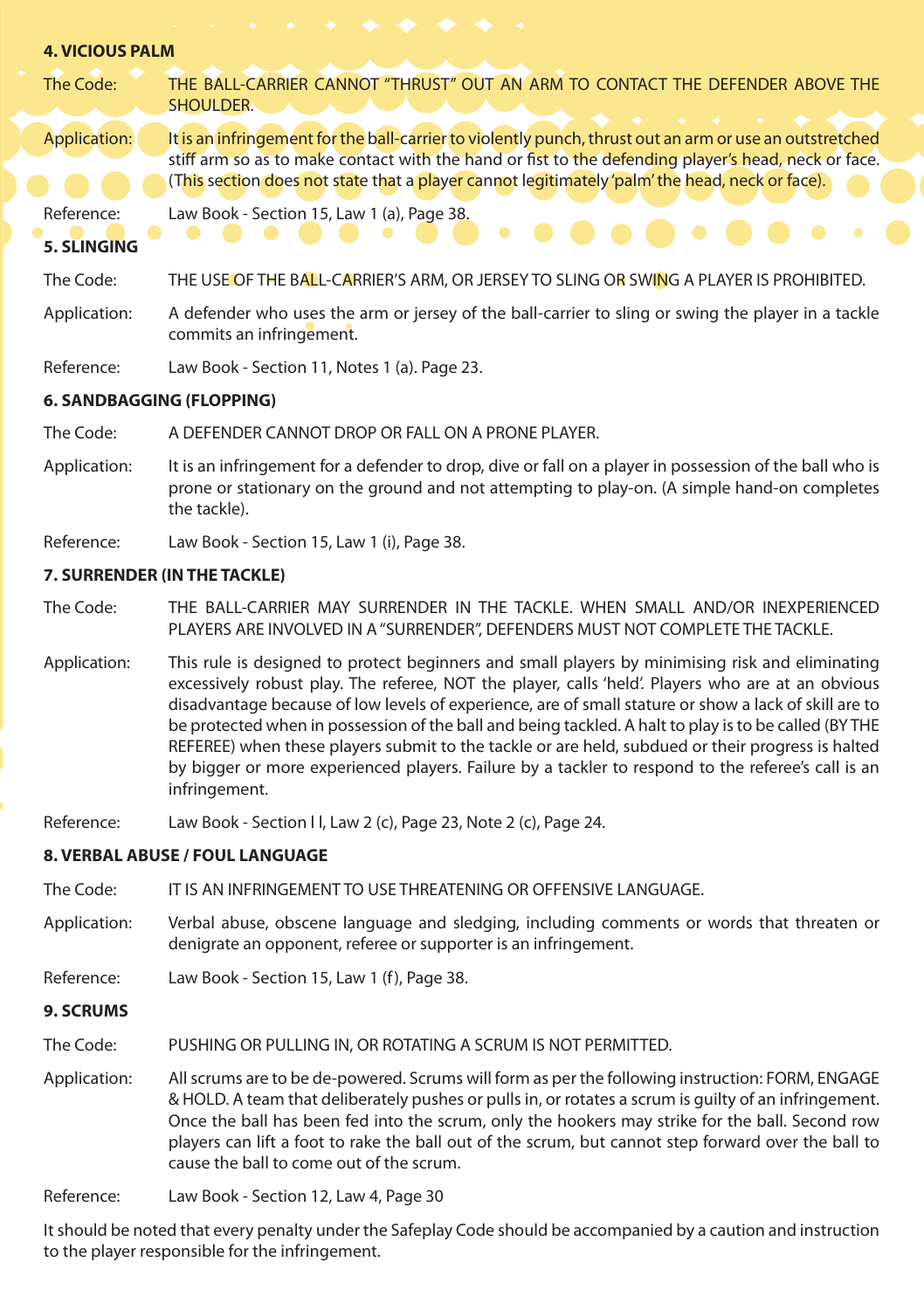## 4. VICIOUS PALM

**The Code:** THE BALL-CARRIER CANNOT "THRUST" OUT AN ARM TO CONTACT THE DEFENDER ABOVE THE SHOULDER.

**Application:** It is an infringement for the ball-carrier to violently punch, thrust out an arm or use an outstretched stiff arm so as to make contact with the hand or fist to the defending player's head, neck or face. (This section does not state that a player cannot legitimately 'palm' the head, neck or face).

**Reference:** Law Book - Section 15, Law 1 (a), Page 38.

## 5. SLINGING

**The Code:** THE USE OF THE BALL-CARRIER'S ARM, OR JERSEY TO SLING OR SWING A PLAYER IS PROHIBITED.

**Application:** A defender who uses the arm or jersey of the ball-carrier to sling or swing the player in a tackle commits an infringement.

**Reference:** Law Book - Section 11, Notes 1 (a). Page 23.

## 6. SANDBAGGING (FLOPPING)

**The Code:** A DEFENDER CANNOT DROP OR FALL ON A PRONE PLAYER.

**Application:** It is an infringement for a defender to drop, dive or fall on a player in possession of the ball who is prone or stationary on the ground and not attempting to play-on. (A simple hand-on completes the tackle).

**Reference:** Law Book - Section 15, Law 1 (i), Page 38.

## 7. SURRENDER (IN THE TACKLE)

**The Code:** THE BALL-CARRIER MAY SURRENDER IN THE TACKLE. WHEN SMALL AND/OR INEXPERIENCED PLAYERS ARE INVOLVED IN A "SURRENDER", DEFENDERS MUST NOT COMPLETE THE TACKLE.

**Application:** This rule is designed to protect beginners and small players by minimising risk and eliminating excessively robust play. The referee, NOT the player, calls 'held'. Players who are at an obvious disadvantage because of low levels of experience, are of small stature or show a lack of skill are to be protected when in possession of the ball and being tackled. A halt to play is to be called (BY THE REFEREE) when these players submit to the tackle or are held, subdued or their progress is halted by bigger or more experienced players. Failure by a tackler to respond to the referee's call is an infringement.

**Reference:** Law Book - Section l l, Law 2 (c), Page 23, Note 2 (c), Page 24.

## 8. VERBAL ABUSE / FOUL LANGUAGE

**The Code:** IT IS AN INFRINGEMENT TO USE THREATENING OR OFFENSIVE LANGUAGE.

**Application:** Verbal abuse, obscene language and sledging, including comments or words that threaten or denigrate an opponent, referee or supporter is an infringement.

**Reference:** Law Book - Section 15, Law 1 (f), Page 38.

## 9. SCRUMS

**The Code:** PUSHING OR PULLING IN, OR ROTATING A SCRUM IS NOT PERMITTED.

**Application:** All scrums are to be de-powered. Scrums will form as per the following instruction: FORM, ENGAGE & HOLD. A team that deliberately pushes or pulls in, or rotates a scrum is guilty of an infringement. Once the ball has been fed into the scrum, only the hookers may strike for the ball. Second row players can lift a foot to rake the ball out of the scrum, but cannot step forward over the ball to cause the ball to come out of the scrum.

**Reference:** Law Book - Section 12, Law 4, Page 30

It should be noted that every penalty under the Safeplay Code should be accompanied by a caution and instruction to the player responsible for the infringement.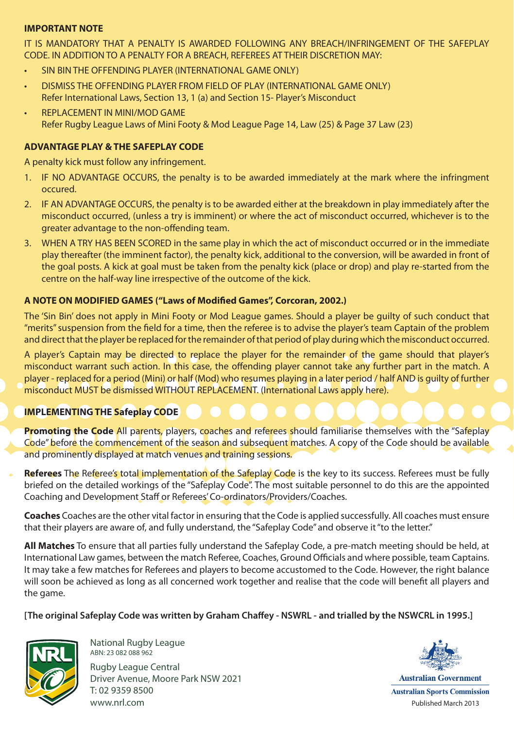**IMPORTANT NOTE**

IT IS MANDATORY THAT A PENALTY IS AWARDED FOLLOWING ANY BREACH/INFRINGEMENT OF THE SAFEPLAY CODE. IN ADDITION TO A PENALTY FOR A BREACH, REFEREES AT THEIR DISCRETION MAY:

- SIN BIN THE OFFENDING PLAYER (INTERNATIONAL GAME ONLY)
- DISMISS THE OFFENDING PLAYER FROM FIELD OF PLAY (INTERNATIONAL GAME ONLY)
  Refer International Laws, Section 13, 1 (a) and Section 15- Player's Misconduct
- REPLACEMENT IN MINI/MOD GAME
  Refer Rugby League Laws of Mini Footy & Mod League Page 14, Law (25) & Page 37 Law (23)

**ADVANTAGE PLAY & THE SAFEPLAY CODE**

A penalty kick must follow any infringement.

1. IF NO ADVANTAGE OCCURS, the penalty is to be awarded immediately at the mark where the infringment occured.
2. IF AN ADVANTAGE OCCURS, the penalty is to be awarded either at the breakdown in play immediately after the misconduct occurred, (unless a try is imminent) or where the act of misconduct occurred, whichever is to the greater advantage to the non-offending team.
3. WHEN A TRY HAS BEEN SCORED in the same play in which the act of misconduct occurred or in the immediate play thereafter (the imminent factor), the penalty kick, additional to the conversion, will be awarded in front of the goal posts. A kick at goal must be taken from the penalty kick (place or drop) and play re-started from the centre on the half-way line irrespective of the outcome of the kick.

**A NOTE ON MODIFIED GAMES ("Laws of Modified Games", Corcoran, 2002.)**

The 'Sin Bin' does not apply in Mini Footy or Mod League games. Should a player be guilty of such conduct that "merits" suspension from the field for a time, then the referee is to advise the player's team Captain of the problem and direct that the player be replaced for the remainder of that period of play during which the misconduct occurred.

A player's Captain may be directed to replace the player for the remainder of the game should that player's misconduct warrant such action. In this case, the offending player cannot take any further part in the match. A player - replaced for a period (Mini) or half (Mod) who resumes playing in a later period / half AND is guilty of further misconduct MUST be dismissed WITHOUT REPLACEMENT. (International Laws apply here).

**IMPLEMENTING THE Safeplay CODE**

**Promoting the Code** All parents, players, coaches and referees should familiarise themselves with the "Safeplay Code" before the commencement of the season and subsequent matches. A copy of the Code should be available and prominently displayed at match venues and training sessions.

**Referees** The Referee's total implementation of the Safeplay Code is the key to its success. Referees must be fully briefed on the detailed workings of the "Safeplay Code". The most suitable personnel to do this are the appointed Coaching and Development Staff or Referees' Co-ordinators/Providers/Coaches.

**Coaches** Coaches are the other vital factor in ensuring that the Code is applied successfully. All coaches must ensure that their players are aware of, and fully understand, the "Safeplay Code" and observe it "to the letter."

**All Matches** To ensure that all parties fully understand the Safeplay Code, a pre-match meeting should be held, at International Law games, between the match Referee, Coaches, Ground Officials and where possible, team Captains. It may take a few matches for Referees and players to become accustomed to the Code. However, the right balance will soon be achieved as long as all concerned work together and realise that the code will benefit all players and the game.

**[The original Safeplay Code was written by Graham Chaffey - NSWRL - and trialled by the NSWCRL in 1995.]**

National Rugby League
ABN: 23 082 088 962

Rugby League Central
Driver Avenue, Moore Park NSW 2021
T: 02 9359 8500
www.nrl.com

Australian Government
Australian Sports Commission
Published March 2013